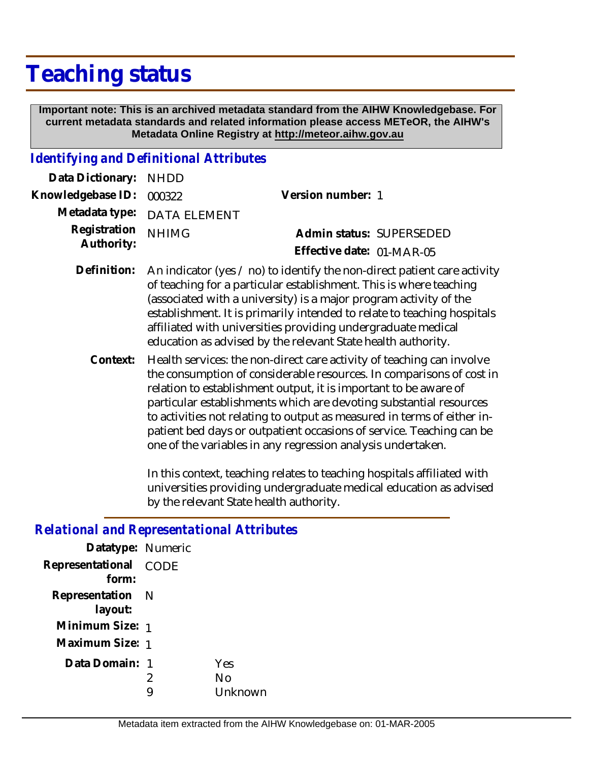# Teaching status

**Important note: This is an archived metadata standard from the AIHW Knowledgebase. For current metadata standards and related information please access METeOR, the AIHW's Metadata Online Registry at http://meteor.aihw.gov.au**

## *Identifying and Definitional Attributes*

**Data Dictionary:** NHDD

**Knowledgebase ID:** 000322

**Version number:** 1

**Metadata type:** DATA ELEMENT

**Registration Authority:** NHIMG

**Admin status:** SUPERSEDED

**Effective date:** 01-MAR-05

**Definition:** An indicator (yes / no) to identify the non-direct patient care activity of teaching for a particular establishment. This is where teaching (associated with a university) is a major program activity of the establishment. It is primarily intended to relate to teaching hospitals affiliated with universities providing undergraduate medical education as advised by the relevant State health authority.

**Context:** Health services: the non-direct care activity of teaching can involve the consumption of considerable resources. In comparisons of cost in relation to establishment output, it is important to be aware of particular establishments which are devoting substantial resources to activities not relating to output as measured in terms of either in-patient bed days or outpatient occasions of service. Teaching can be one of the variables in any regression analysis undertaken.

In this context, teaching relates to teaching hospitals affiliated with universities providing undergraduate medical education as advised by the relevant State health authority.

## *Relational and Representational Attributes*

**Datatype:** Numeric

**Representational form:** CODE

**Representation layout:** N

**Minimum Size:** 1

**Maximum Size:** 1

**Data Domain:**

| Code | Value |
|---|---|
| 1 | Yes |
| 2 | No |
| 9 | Unknown |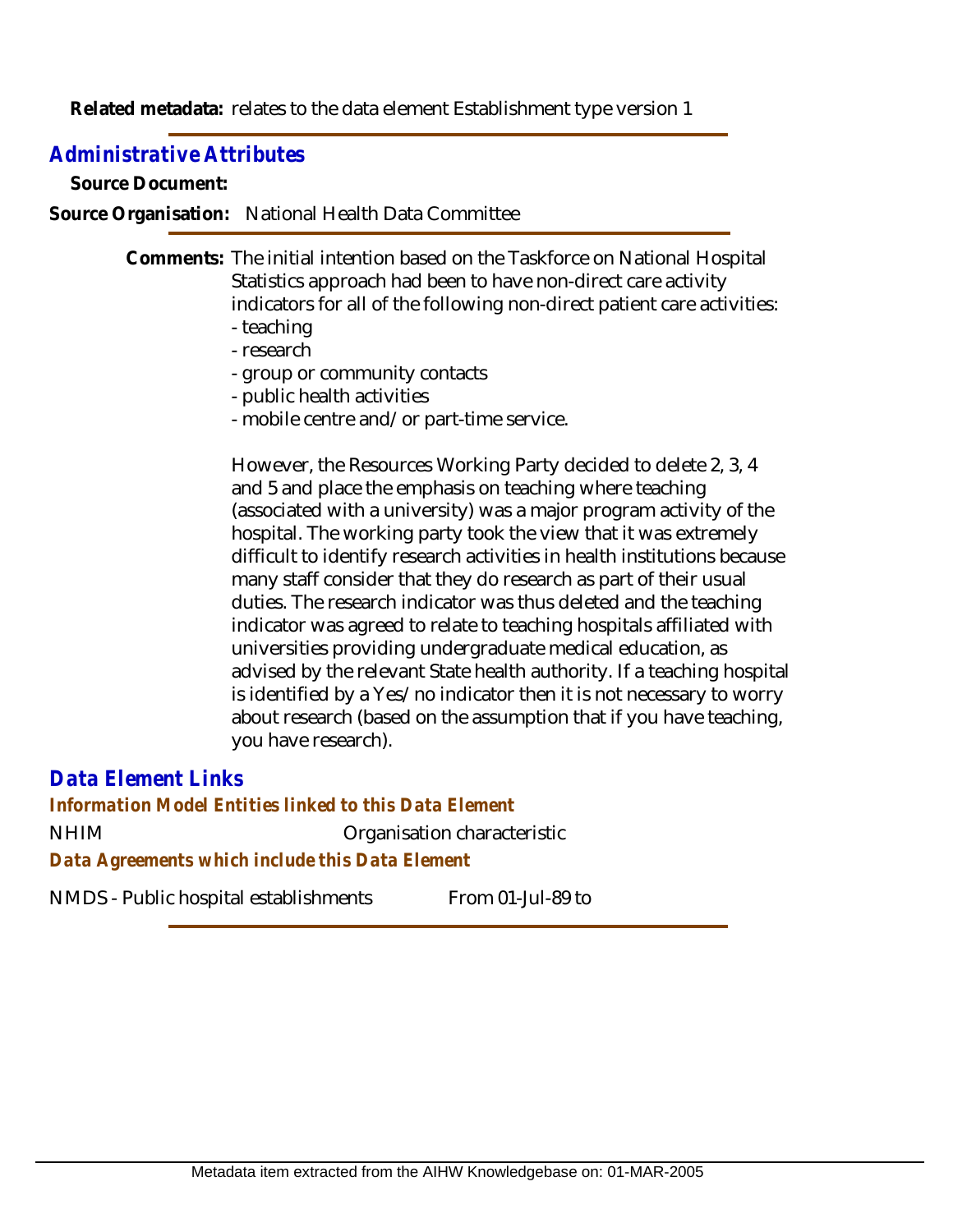**Related metadata:** relates to the data element Establishment type version 1

## Administrative Attributes

**Source Document:**

**Source Organisation:** National Health Data Committee

**Comments:** The initial intention based on the Taskforce on National Hospital Statistics approach had been to have non-direct care activity indicators for all of the following non-direct patient care activities:
- teaching
- research
- group or community contacts
- public health activities
- mobile centre and/or part-time service.

However, the Resources Working Party decided to delete 2, 3, 4 and 5 and place the emphasis on teaching where teaching (associated with a university) was a major program activity of the hospital. The working party took the view that it was extremely difficult to identify research activities in health institutions because many staff consider that they do research as part of their usual duties. The research indicator was thus deleted and the teaching indicator was agreed to relate to teaching hospitals affiliated with universities providing undergraduate medical education, as advised by the relevant State health authority. If a teaching hospital is identified by a Yes/no indicator then it is not necessary to worry about research (based on the assumption that if you have teaching, you have research).

## Data Element Links

### Information Model Entities linked to this Data Element

| | |
|---|---|
| NHIM | Organisation characteristic |

### Data Agreements which include this Data Element

| | |
|---|---|
| NMDS - Public hospital establishments | From 01-Jul-89 to |

Metadata item extracted from the AIHW Knowledgebase on: 01-MAR-2005